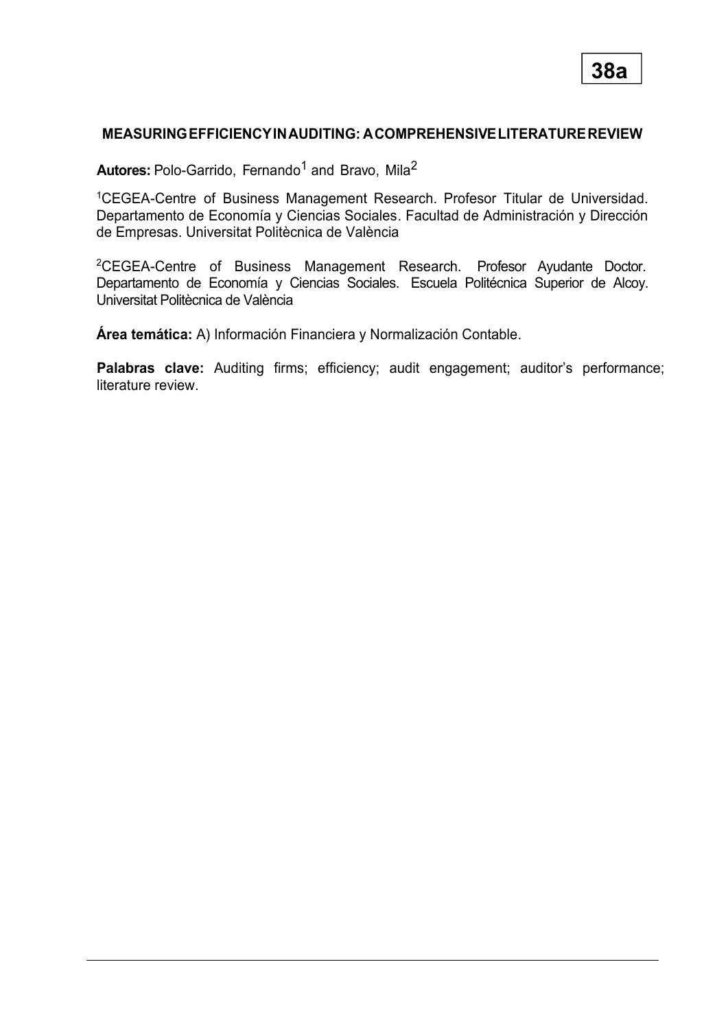38a

# MEASURING EFFICIENCY IN AUDITING: A COMPREHENSIVE LITERATURE REVIEW

**Autores:** Polo-Garrido, Fernando[1] and Bravo, Mila[2]

[1]CEGEA-Centre of Business Management Research. Profesor Titular de Universidad. Departamento de Economía y Ciencias Sociales. Facultad de Administración y Dirección de Empresas. Universitat Politècnica de València

[2]CEGEA-Centre of Business Management Research. Profesor Ayudante Doctor. Departamento de Economía y Ciencias Sociales. Escuela Politécnica Superior de Alcoy. Universitat Politècnica de València

**Área temática:** A) Información Financiera y Normalización Contable.

**Palabras clave:** Auditing firms; efficiency; audit engagement; auditor's performance; literature review.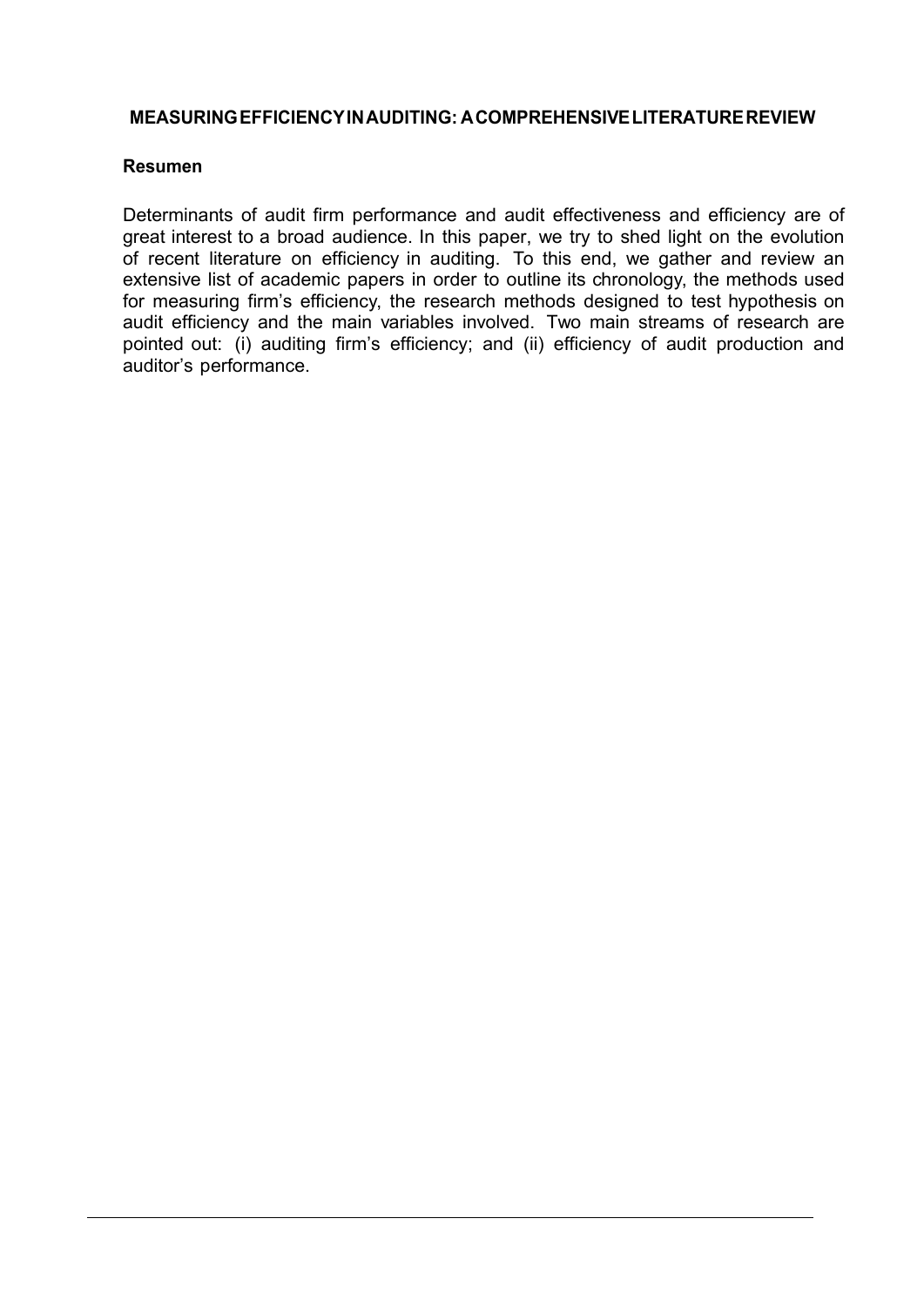## MEASURING EFFICIENCY IN AUDITING: A COMPREHENSIVE LITERATURE REVIEW

### Resumen

Determinants of audit firm performance and audit effectiveness and efficiency are of great interest to a broad audience. In this paper, we try to shed light on the evolution of recent literature on efficiency in auditing. To this end, we gather and review an extensive list of academic papers in order to outline its chronology, the methods used for measuring firm's efficiency, the research methods designed to test hypothesis on audit efficiency and the main variables involved. Two main streams of research are pointed out: (i) auditing firm's efficiency; and (ii) efficiency of audit production and auditor's performance.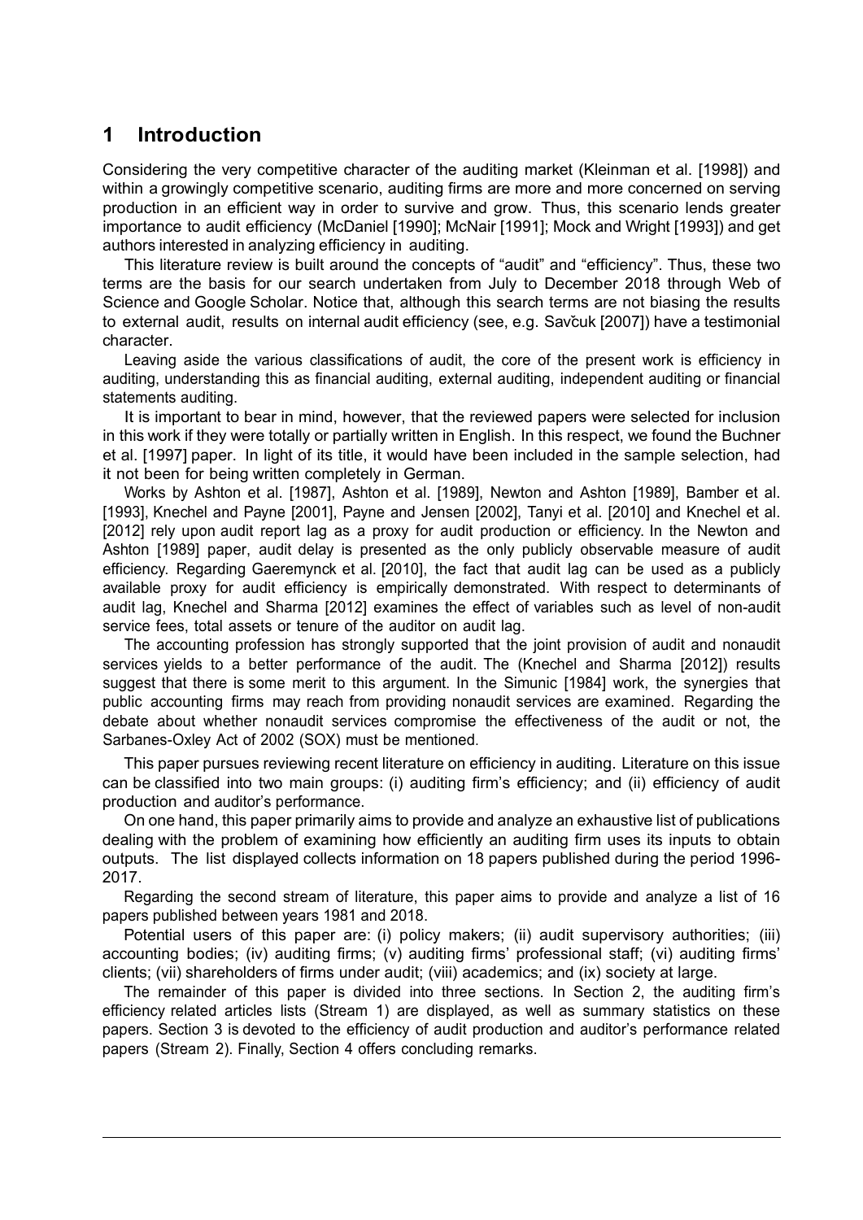## 1 Introduction

Considering the very competitive character of the auditing market (Kleinman et al. [1998]) and within a growingly competitive scenario, auditing firms are more and more concerned on serving production in an efficient way in order to survive and grow. Thus, this scenario lends greater importance to audit efficiency (McDaniel [1990]; McNair [1991]; Mock and Wright [1993]) and get authors interested in analyzing efficiency in auditing.

This literature review is built around the concepts of "audit" and "efficiency". Thus, these two terms are the basis for our search undertaken from July to December 2018 through Web of Science and Google Scholar. Notice that, although this search terms are not biasing the results to external audit, results on internal audit efficiency (see, e.g. Savčuk [2007]) have a testimonial character.

Leaving aside the various classifications of audit, the core of the present work is efficiency in auditing, understanding this as financial auditing, external auditing, independent auditing or financial statements auditing.

It is important to bear in mind, however, that the reviewed papers were selected for inclusion in this work if they were totally or partially written in English. In this respect, we found the Buchner et al. [1997] paper. In light of its title, it would have been included in the sample selection, had it not been for being written completely in German.

Works by Ashton et al. [1987], Ashton et al. [1989], Newton and Ashton [1989], Bamber et al. [1993], Knechel and Payne [2001], Payne and Jensen [2002], Tanyi et al. [2010] and Knechel et al. [2012] rely upon audit report lag as a proxy for audit production or efficiency. In the Newton and Ashton [1989] paper, audit delay is presented as the only publicly observable measure of audit efficiency. Regarding Gaeremynck et al. [2010], the fact that audit lag can be used as a publicly available proxy for audit efficiency is empirically demonstrated. With respect to determinants of audit lag, Knechel and Sharma [2012] examines the effect of variables such as level of non-audit service fees, total assets or tenure of the auditor on audit lag.

The accounting profession has strongly supported that the joint provision of audit and nonaudit services yields to a better performance of the audit. The (Knechel and Sharma [2012]) results suggest that there is some merit to this argument. In the Simunic [1984] work, the synergies that public accounting firms may reach from providing nonaudit services are examined. Regarding the debate about whether nonaudit services compromise the effectiveness of the audit or not, the Sarbanes-Oxley Act of 2002 (SOX) must be mentioned.

This paper pursues reviewing recent literature on efficiency in auditing. Literature on this issue can be classified into two main groups: (i) auditing firm's efficiency; and (ii) efficiency of audit production and auditor's performance.

On one hand, this paper primarily aims to provide and analyze an exhaustive list of publications dealing with the problem of examining how efficiently an auditing firm uses its inputs to obtain outputs. The list displayed collects information on 18 papers published during the period 1996-2017.

Regarding the second stream of literature, this paper aims to provide and analyze a list of 16 papers published between years 1981 and 2018.

Potential users of this paper are: (i) policy makers; (ii) audit supervisory authorities; (iii) accounting bodies; (iv) auditing firms; (v) auditing firms' professional staff; (vi) auditing firms' clients; (vii) shareholders of firms under audit; (viii) academics; and (ix) society at large.

The remainder of this paper is divided into three sections. In Section 2, the auditing firm's efficiency related articles lists (Stream 1) are displayed, as well as summary statistics on these papers. Section 3 is devoted to the efficiency of audit production and auditor's performance related papers (Stream 2). Finally, Section 4 offers concluding remarks.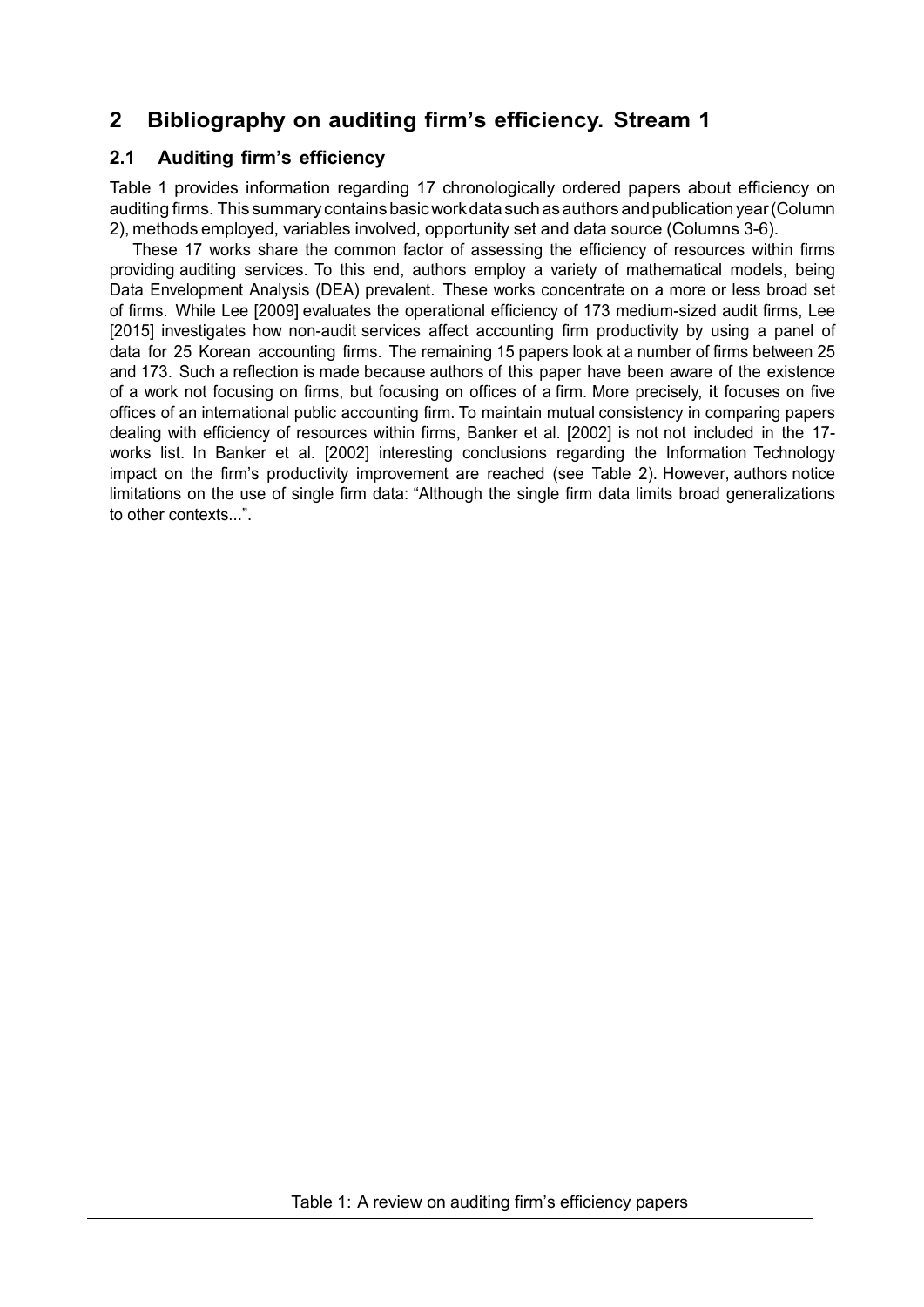## 2 Bibliography on auditing firm's efficiency. Stream 1

### 2.1 Auditing firm's efficiency

Table 1 provides information regarding 17 chronologically ordered papers about efficiency on auditing firms. This summary contains basic work data such as authors and publication year (Column 2), methods employed, variables involved, opportunity set and data source (Columns 3-6).

These 17 works share the common factor of assessing the efficiency of resources within firms providing auditing services. To this end, authors employ a variety of mathematical models, being Data Envelopment Analysis (DEA) prevalent. These works concentrate on a more or less broad set of firms. While Lee [2009] evaluates the operational efficiency of 173 medium-sized audit firms, Lee [2015] investigates how non-audit services affect accounting firm productivity by using a panel of data for 25 Korean accounting firms. The remaining 15 papers look at a number of firms between 25 and 173. Such a reflection is made because authors of this paper have been aware of the existence of a work not focusing on firms, but focusing on offices of a firm. More precisely, it focuses on five offices of an international public accounting firm. To maintain mutual consistency in comparing papers dealing with efficiency of resources within firms, Banker et al. [2002] is not not included in the 17-works list. In Banker et al. [2002] interesting conclusions regarding the Information Technology impact on the firm's productivity improvement are reached (see Table 2). However, authors notice limitations on the use of single firm data: "Although the single firm data limits broad generalizations to other contexts...".

Table 1: A review on auditing firm's efficiency papers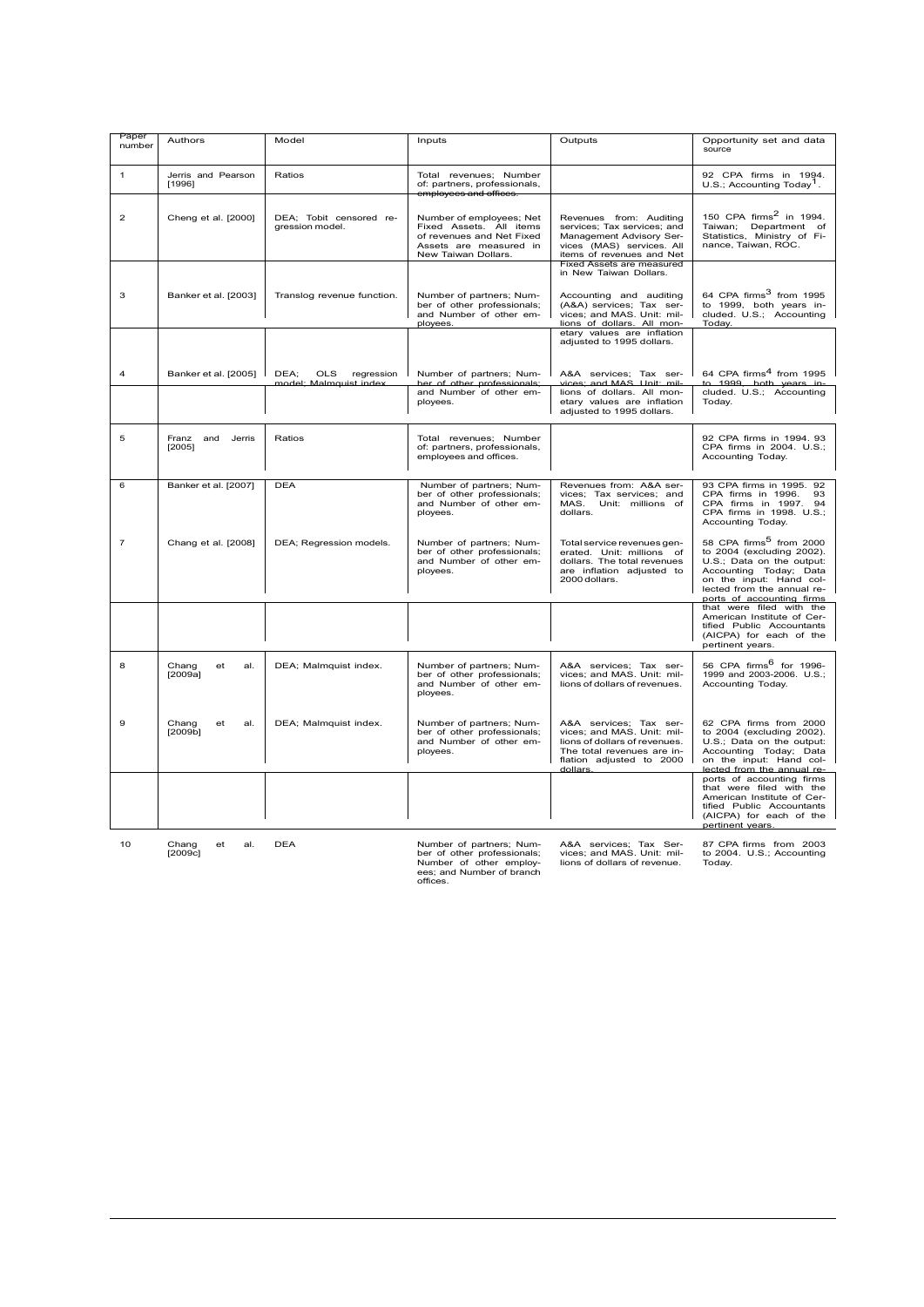| Paper number | Authors | Model | Inputs | Outputs | Opportunity set and data source |
|---|---|---|---|---|---|
| 1 | Jerris and Pearson [1996] | Ratios | Total revenues; Number of: partners, professionals, employees and offices. | | 92 CPA firms in 1994. U.S.; Accounting Today[1]. |
| 2 | Cheng et al. [2000] | DEA; Tobit censored regression model. | Number of employees; Net Fixed Assets. All items of revenues and Net Fixed Assets are measured in New Taiwan Dollars. | Revenues from: Auditing services; Tax services; and Management Advisory Services (MAS) services. All items of revenues and Net Fixed Assets are measured in New Taiwan Dollars. | 150 CPA firms[2] in 1994. Taiwan; Department of Statistics, Ministry of Finance, Taiwan, ROC. |
| 3 | Banker et al. [2003] | Translog revenue function. | Number of partners; Number of other professionals; and Number of other employees. | Accounting and auditing (A&A) services; Tax services; and MAS. Unit: millions of dollars. All monetary values are inflation adjusted to 1995 dollars. | 64 CPA firms[3] from 1995 to 1999, both years included. U.S.; Accounting Today. |
| 4 | Banker et al. [2005] | DEA; OLS regression model; Malmquist index. | Number of partners; Number of other professionals; and Number of other employees. | A&A services; Tax services; and MAS. Unit: millions of dollars. All monetary values are inflation adjusted to 1995 dollars. | 64 CPA firms[4] from 1995 to 1999, both years included. U.S.; Accounting Today. |
| 5 | Franz and Jerris [2005] | Ratios | Total revenues; Number of: partners, professionals, employees and offices. | | 92 CPA firms in 1994. 93 CPA firms in 2004. U.S.; Accounting Today. |
| 6 | Banker et al. [2007] | DEA | Number of partners; Number of other professionals; and Number of other employees. | Revenues from: A&A services; Tax services; and MAS. Unit: millions of dollars. | 93 CPA firms in 1995. 92 CPA firms in 1996. 93 CPA firms in 1997. 94 CPA firms in 1998. U.S.; Accounting Today. |
| 7 | Chang et al. [2008] | DEA; Regression models. | Number of partners; Number of other professionals; and Number of other employees. | Total service revenues generated. Unit: millions of dollars. The total revenues are inflation adjusted to 2000 dollars. | 58 CPA firms[5] from 2000 to 2004 (excluding 2002). U.S.; Data on the output: Accounting Today; Data on the input: Hand collected from the annual reports of accounting firms that were filed with the American Institute of Certified Public Accountants (AICPA) for each of the pertinent years. |
| 8 | Chang et al. [2009a] | DEA; Malmquist index. | Number of partners; Number of other professionals; and Number of other employees. | A&A services; Tax services; and MAS. Unit: millions of dollars of revenues. | 56 CPA firms[6] for 1996-1999 and 2003-2006. U.S.; Accounting Today. |
| 9 | Chang et al. [2009b] | DEA; Malmquist index. | Number of partners; Number of other professionals; and Number of other employees. | A&A services; Tax services; and MAS. Unit: millions of dollars of revenues. The total revenues are inflation adjusted to 2000 dollars. | 62 CPA firms from 2000 to 2004 (excluding 2002). U.S.; Data on the output: Accounting Today; Data on the input: Hand collected from the annual reports of accounting firms that were filed with the American Institute of Certified Public Accountants (AICPA) for each of the pertinent years. |
| 10 | Chang et al. [2009c] | DEA | Number of partners; Number of other professionals; Number of other employees; and Number of branch offices. | A&A services; Tax Services; and MAS. Unit: millions of dollars of revenue. | 87 CPA firms from 2003 to 2004. U.S.; Accounting Today. |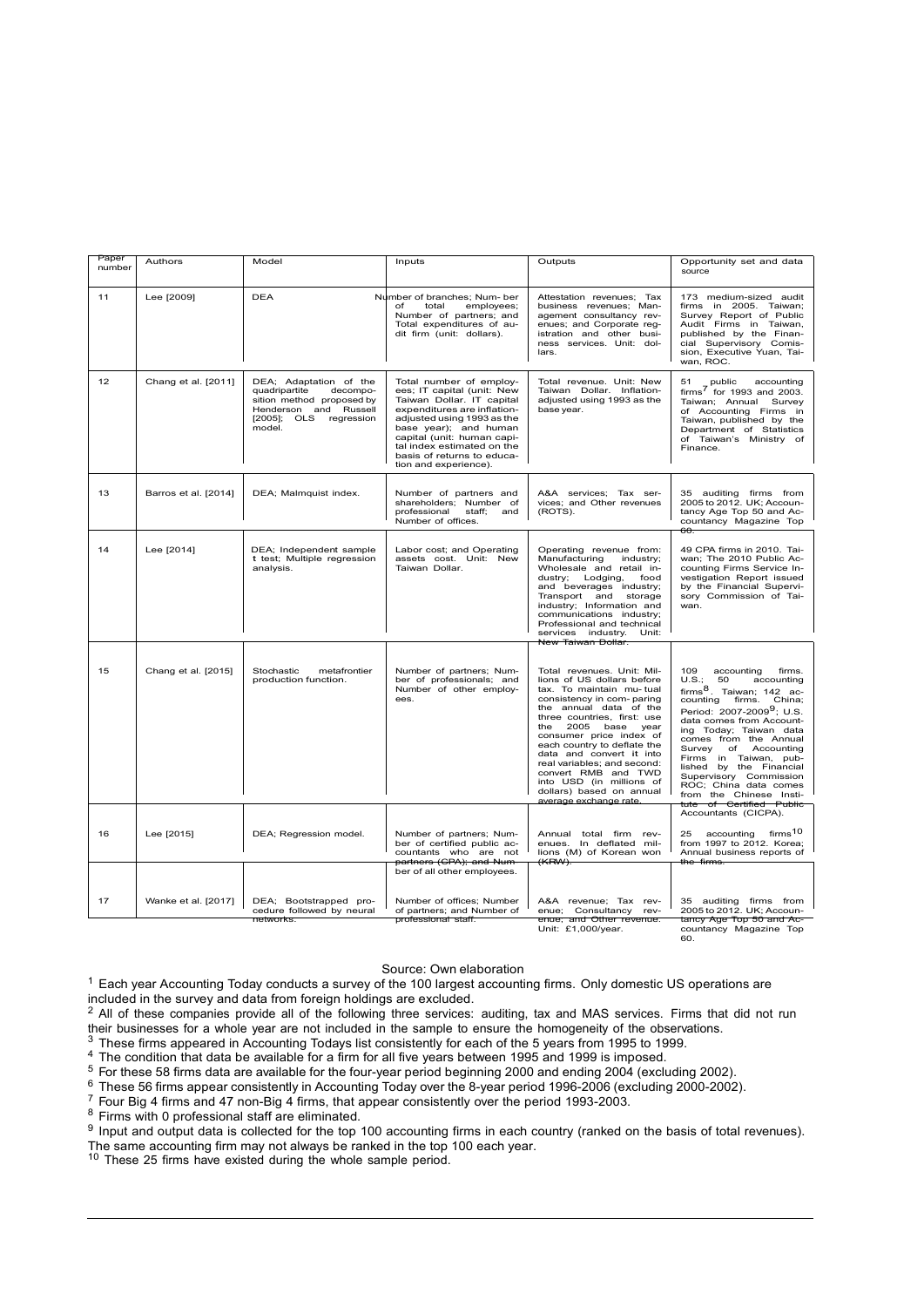| Paper number | Authors | Model | Inputs | Outputs | Opportunity set and data source |
|---|---|---|---|---|---|
| 11 | Lee [2009] | DEA | Number of branches; Number of total employees; Number of partners; and Total expenditures of audit firm (unit: dollars). | Attestation revenues; Tax business revenues; Management consultancy revenues; and Corporate registration and other business services. Unit: dollars. | 173 medium-sized audit firms in 2005. Taiwan; Survey Report of Public Audit Firms in Taiwan, published by the Financial Supervisory Comission, Executive Yuan, Taiwan, ROC. |
| 12 | Chang et al. [2011] | DEA; Adaptation of the quadripartite decomposition method proposed by Henderson and Russell [2005]; OLS regression model. | Total number of employees; IT capital (unit: New Taiwan Dollar. IT capital expenditures are inflation-adjusted using 1993 as the base year); and human capital (unit: human capital index estimated on the basis of returns to education and experience). | Total revenue. Unit: New Taiwan Dollar. Inflation-adjusted using 1993 as the base year. | 51 public accounting firms[7] for 1993 and 2003. Taiwan; Annual Survey of Accounting Firms in Taiwan, published by the Department of Statistics of Taiwan's Ministry of Finance. |
| 13 | Barros et al. [2014] | DEA; Malmquist index. | Number of partners and shareholders; Number of professional staff; and Number of offices. | A&A services; Tax services; and Other revenues (ROTS). | 35 auditing firms from 2005 to 2012. UK; Accountancy Age Top 50 and Accountancy Magazine Top 60. |
| 14 | Lee [2014] | DEA; Independent sample t test; Multiple regression analysis. | Labor cost; and Operating assets cost. Unit: New Taiwan Dollar. | Operating revenue from: Manufacturing industry; Wholesale and retail industry; Lodging, food and beverages industry; Transport and storage industry; Information and communications industry; Professional and technical services industry. Unit: New Taiwan Dollar. | 49 CPA firms in 2010. Taiwan; The 2010 Public Accounting Firms Service Investigation Report issued by the Financial Supervisory Commission of Taiwan. |
| 15 | Chang et al. [2015] | Stochastic metafrontier production function. | Number of partners; Number of professionals; and Number of other employees. | Total revenues. Unit: Millions of US dollars before tax. To maintain mutual consistency in comparing the annual data of the three countries, first: use the 2005 base year consumer price index of each country to deflate the data and convert it into real variables; and second: convert RMB and TWD into USD (in millions of dollars) based on annual average exchange rate. | 109 accounting firms. U.S.; 50 accounting firms[8]. Taiwan; 142 accounting firms. China; Period: 2007-2009[9]; U.S. data comes from Accounting Today; Taiwan data comes from the Annual Survey of Accounting Firms in Taiwan, published by the Financial Supervisory Commission ROC; China data comes from the Chinese Institute of Certified Public Accountants (CICPA). |
| 16 | Lee [2015] | DEA; Regression model. | Number of partners; Number of certified public accountants who are not partners (CPA); and Number of all other employees. | Annual total firm revenues. In deflated millions (M) of Korean won (KRW). | 25 accounting firms[10] from 1997 to 2012. Korea; Annual business reports of the firms. |
| 17 | Wanke et al. [2017] | DEA; Bootstrapped procedure followed by neural networks. | Number of offices; Number of partners; and Number of professional staff. | A&A revenue; Tax revenue; Consultancy revenue; and Other revenue. Unit: £1,000/year. | 35 auditing firms from 2005 to 2012. UK; Accountancy Age Top 50 and Accountancy Magazine Top 60. |

Source: Own elaboration

[1] Each year Accounting Today conducts a survey of the 100 largest accounting firms. Only domestic US operations are included in the survey and data from foreign holdings are excluded.

[2] All of these companies provide all of the following three services: auditing, tax and MAS services. Firms that did not run their businesses for a whole year are not included in the sample to ensure the homogeneity of the observations.

[3] These firms appeared in Accounting Todays list consistently for each of the 5 years from 1995 to 1999.

[4] The condition that data be available for a firm for all five years between 1995 and 1999 is imposed.

[5] For these 58 firms data are available for the four-year period beginning 2000 and ending 2004 (excluding 2002).

[6] These 56 firms appear consistently in Accounting Today over the 8-year period 1996-2006 (excluding 2000-2002).

[7] Four Big 4 firms and 47 non-Big 4 firms, that appear consistently over the period 1993-2003.

[8] Firms with 0 professional staff are eliminated.

[9] Input and output data is collected for the top 100 accounting firms in each country (ranked on the basis of total revenues). The same accounting firm may not always be ranked in the top 100 each year.

[10] These 25 firms have existed during the whole sample period.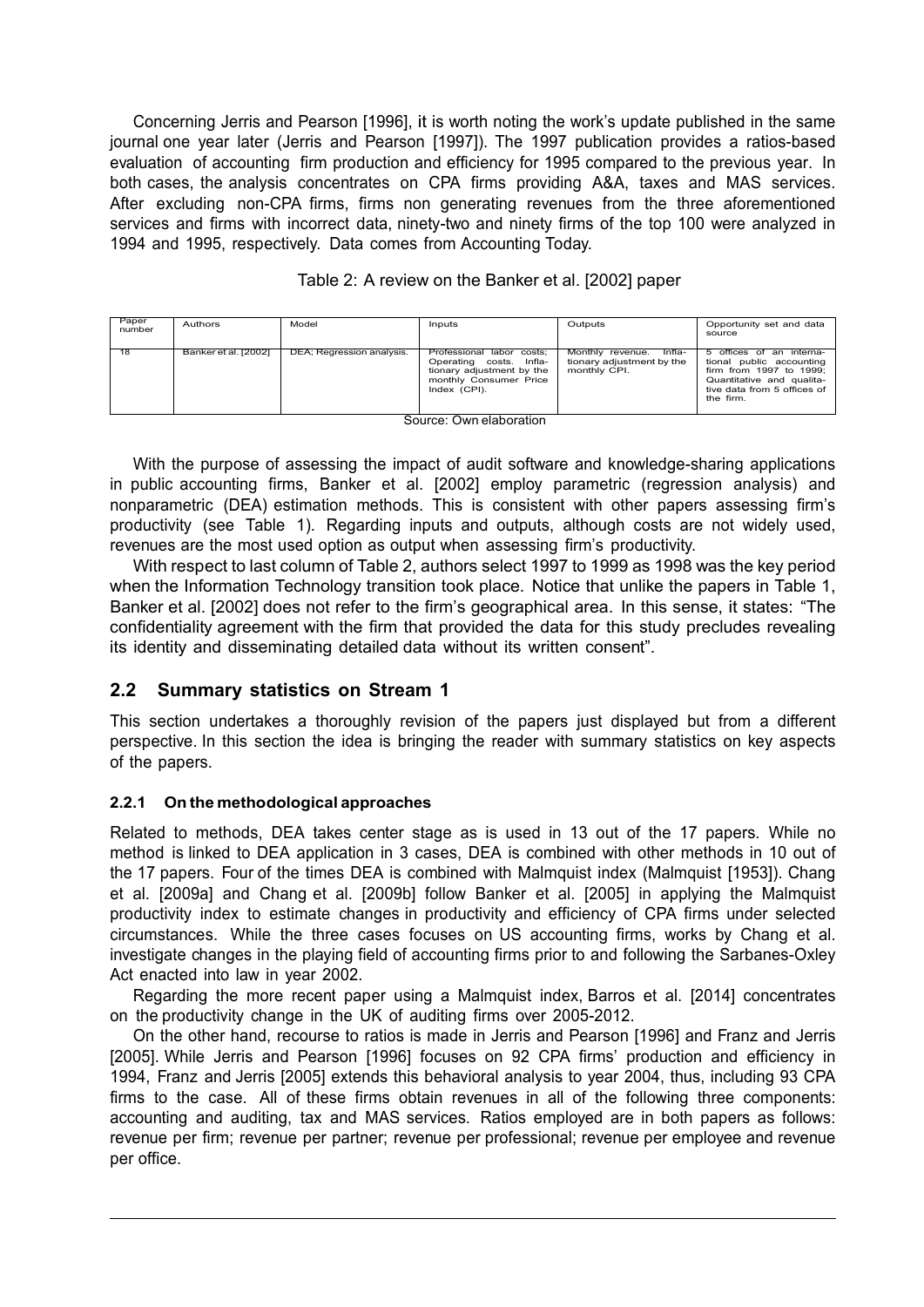Concerning Jerris and Pearson [1996], it is worth noting the work's update published in the same journal one year later (Jerris and Pearson [1997]). The 1997 publication provides a ratios-based evaluation of accounting firm production and efficiency for 1995 compared to the previous year. In both cases, the analysis concentrates on CPA firms providing A&A, taxes and MAS services. After excluding non-CPA firms, firms non generating revenues from the three aforementioned services and firms with incorrect data, ninety-two and ninety firms of the top 100 were analyzed in 1994 and 1995, respectively. Data comes from Accounting Today.

Table 2: A review on the Banker et al. [2002] paper

| Paper number | Authors | Model | Inputs | Outputs | Opportunity set and data source |
|---|---|---|---|---|---|
| 18 | Banker et al. [2002] | DEA; Regression analysis. | Professional labor costs; Operating costs. Inflationary adjustment by the monthly Consumer Price Index (CPI). | Monthly revenue. Inflationary adjustment by the monthly CPI. | 5 offices of an international public accounting firm from 1997 to 1999; Quantitative and qualitative data from 5 offices of the firm. |

Source: Own elaboration

With the purpose of assessing the impact of audit software and knowledge-sharing applications in public accounting firms, Banker et al. [2002] employ parametric (regression analysis) and nonparametric (DEA) estimation methods. This is consistent with other papers assessing firm's productivity (see Table 1). Regarding inputs and outputs, although costs are not widely used, revenues are the most used option as output when assessing firm's productivity.

With respect to last column of Table 2, authors select 1997 to 1999 as 1998 was the key period when the Information Technology transition took place. Notice that unlike the papers in Table 1, Banker et al. [2002] does not refer to the firm's geographical area. In this sense, it states: "The confidentiality agreement with the firm that provided the data for this study precludes revealing its identity and disseminating detailed data without its written consent".

## 2.2 Summary statistics on Stream 1

This section undertakes a thoroughly revision of the papers just displayed but from a different perspective. In this section the idea is bringing the reader with summary statistics on key aspects of the papers.

### 2.2.1 On the methodological approaches

Related to methods, DEA takes center stage as is used in 13 out of the 17 papers. While no method is linked to DEA application in 3 cases, DEA is combined with other methods in 10 out of the 17 papers. Four of the times DEA is combined with Malmquist index (Malmquist [1953]). Chang et al. [2009a] and Chang et al. [2009b] follow Banker et al. [2005] in applying the Malmquist productivity index to estimate changes in productivity and efficiency of CPA firms under selected circumstances. While the three cases focuses on US accounting firms, works by Chang et al. investigate changes in the playing field of accounting firms prior to and following the Sarbanes-Oxley Act enacted into law in year 2002.

Regarding the more recent paper using a Malmquist index, Barros et al. [2014] concentrates on the productivity change in the UK of auditing firms over 2005-2012.

On the other hand, recourse to ratios is made in Jerris and Pearson [1996] and Franz and Jerris [2005]. While Jerris and Pearson [1996] focuses on 92 CPA firms' production and efficiency in 1994, Franz and Jerris [2005] extends this behavioral analysis to year 2004, thus, including 93 CPA firms to the case. All of these firms obtain revenues in all of the following three components: accounting and auditing, tax and MAS services. Ratios employed are in both papers as follows: revenue per firm; revenue per partner; revenue per professional; revenue per employee and revenue per office.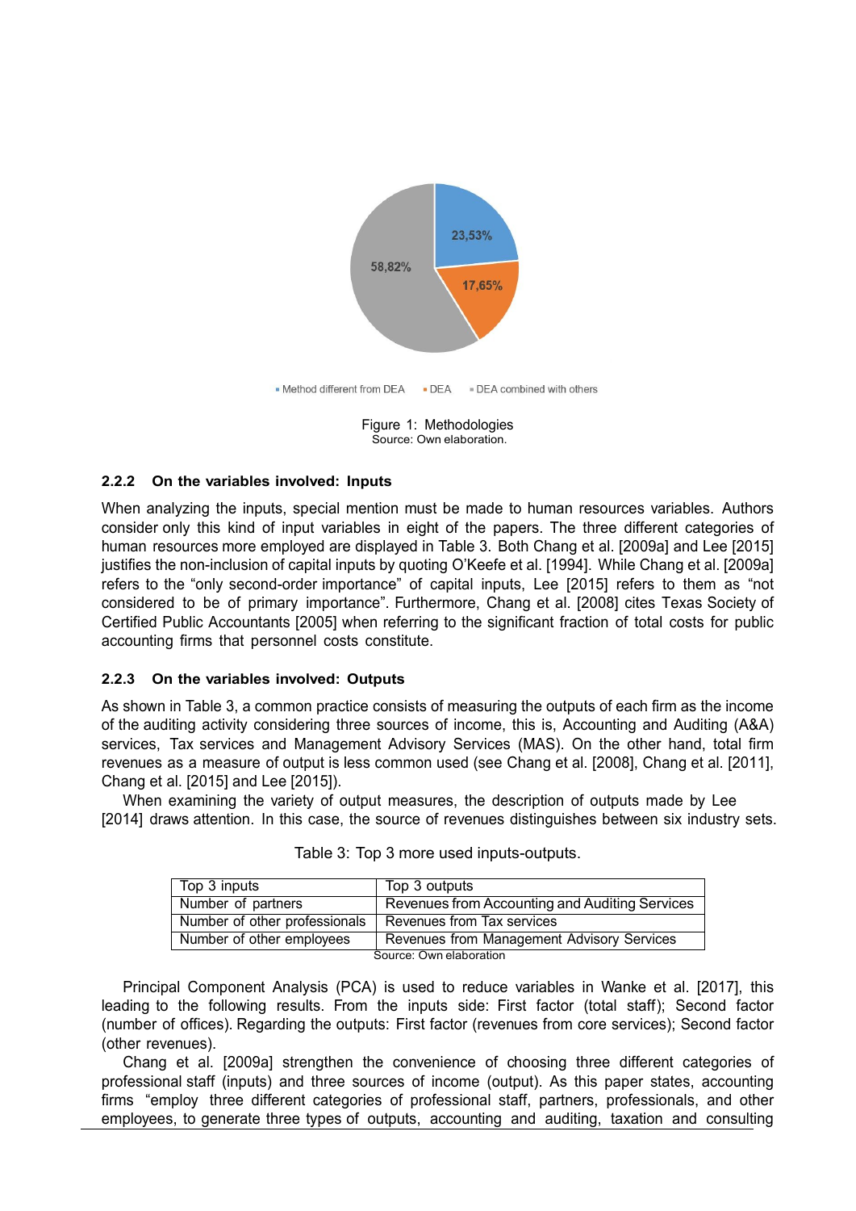Figure 1: Methodologies
Source: Own elaboration.

### 2.2.2 On the variables involved: Inputs

When analyzing the inputs, special mention must be made to human resources variables. Authors consider only this kind of input variables in eight of the papers. The three different categories of human resources more employed are displayed in Table 3. Both Chang et al. [2009a] and Lee [2015] justifies the non-inclusion of capital inputs by quoting O'Keefe et al. [1994]. While Chang et al. [2009a] refers to the "only second-order importance" of capital inputs, Lee [2015] refers to them as "not considered to be of primary importance". Furthermore, Chang et al. [2008] cites Texas Society of Certified Public Accountants [2005] when referring to the significant fraction of total costs for public accounting firms that personnel costs constitute.

### 2.2.3 On the variables involved: Outputs

As shown in Table 3, a common practice consists of measuring the outputs of each firm as the income of the auditing activity considering three sources of income, this is, Accounting and Auditing (A&A) services, Tax services and Management Advisory Services (MAS). On the other hand, total firm revenues as a measure of output is less common used (see Chang et al. [2008], Chang et al. [2011], Chang et al. [2015] and Lee [2015]).

When examining the variety of output measures, the description of outputs made by Lee [2014] draws attention. In this case, the source of revenues distinguishes between six industry sets.

Table 3: Top 3 more used inputs-outputs.

| Top 3 inputs | Top 3 outputs |
|---|---|
| Number of partners | Revenues from Accounting and Auditing Services |
| Number of other professionals | Revenues from Tax services |
| Number of other employees | Revenues from Management Advisory Services |

Source: Own elaboration

Principal Component Analysis (PCA) is used to reduce variables in Wanke et al. [2017], this leading to the following results. From the inputs side: First factor (total staff); Second factor (number of offices). Regarding the outputs: First factor (revenues from core services); Second factor (other revenues).

Chang et al. [2009a] strengthen the convenience of choosing three different categories of professional staff (inputs) and three sources of income (output). As this paper states, accounting firms "employ three different categories of professional staff, partners, professionals, and other employees, to generate three types of outputs, accounting and auditing, taxation and consulting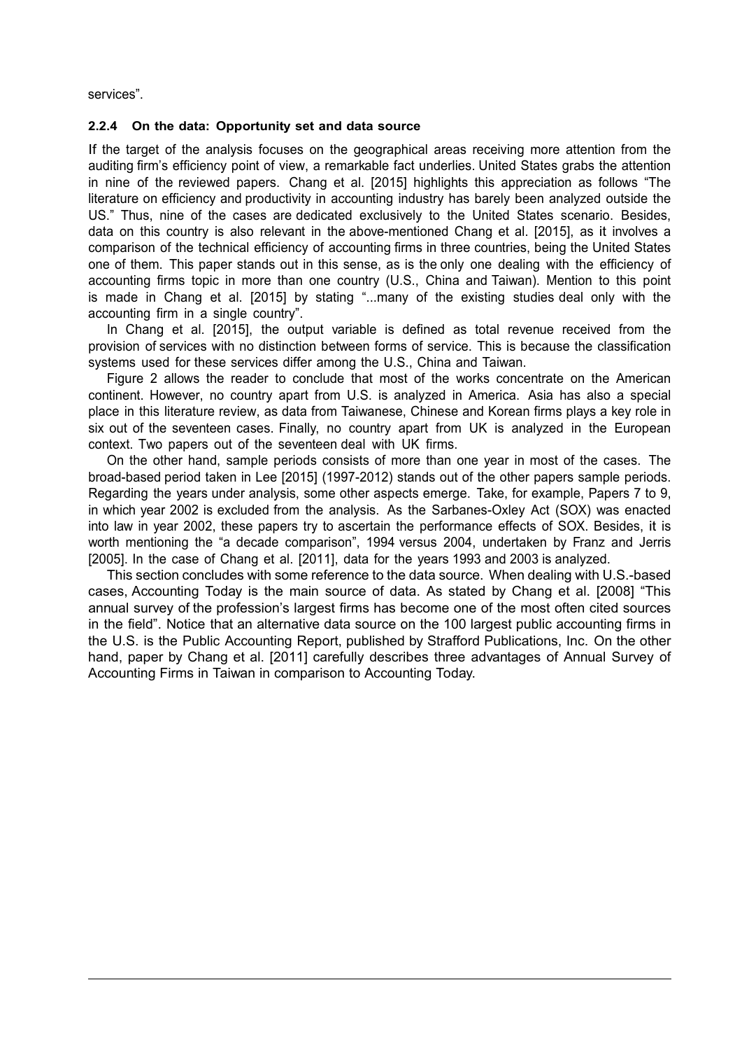services".

### 2.2.4 On the data: Opportunity set and data source

If the target of the analysis focuses on the geographical areas receiving more attention from the auditing firm's efficiency point of view, a remarkable fact underlies. United States grabs the attention in nine of the reviewed papers. Chang et al. [2015] highlights this appreciation as follows "The literature on efficiency and productivity in accounting industry has barely been analyzed outside the US." Thus, nine of the cases are dedicated exclusively to the United States scenario. Besides, data on this country is also relevant in the above-mentioned Chang et al. [2015], as it involves a comparison of the technical efficiency of accounting firms in three countries, being the United States one of them. This paper stands out in this sense, as is the only one dealing with the efficiency of accounting firms topic in more than one country (U.S., China and Taiwan). Mention to this point is made in Chang et al. [2015] by stating "...many of the existing studies deal only with the accounting firm in a single country".

In Chang et al. [2015], the output variable is defined as total revenue received from the provision of services with no distinction between forms of service. This is because the classification systems used for these services differ among the U.S., China and Taiwan.

Figure 2 allows the reader to conclude that most of the works concentrate on the American continent. However, no country apart from U.S. is analyzed in America. Asia has also a special place in this literature review, as data from Taiwanese, Chinese and Korean firms plays a key role in six out of the seventeen cases. Finally, no country apart from UK is analyzed in the European context. Two papers out of the seventeen deal with UK firms.

On the other hand, sample periods consists of more than one year in most of the cases. The broad-based period taken in Lee [2015] (1997-2012) stands out of the other papers sample periods. Regarding the years under analysis, some other aspects emerge. Take, for example, Papers 7 to 9, in which year 2002 is excluded from the analysis. As the Sarbanes-Oxley Act (SOX) was enacted into law in year 2002, these papers try to ascertain the performance effects of SOX. Besides, it is worth mentioning the "a decade comparison", 1994 versus 2004, undertaken by Franz and Jerris [2005]. In the case of Chang et al. [2011], data for the years 1993 and 2003 is analyzed.

This section concludes with some reference to the data source. When dealing with U.S.-based cases, Accounting Today is the main source of data. As stated by Chang et al. [2008] "This annual survey of the profession's largest firms has become one of the most often cited sources in the field". Notice that an alternative data source on the 100 largest public accounting firms in the U.S. is the Public Accounting Report, published by Strafford Publications, Inc. On the other hand, paper by Chang et al. [2011] carefully describes three advantages of Annual Survey of Accounting Firms in Taiwan in comparison to Accounting Today.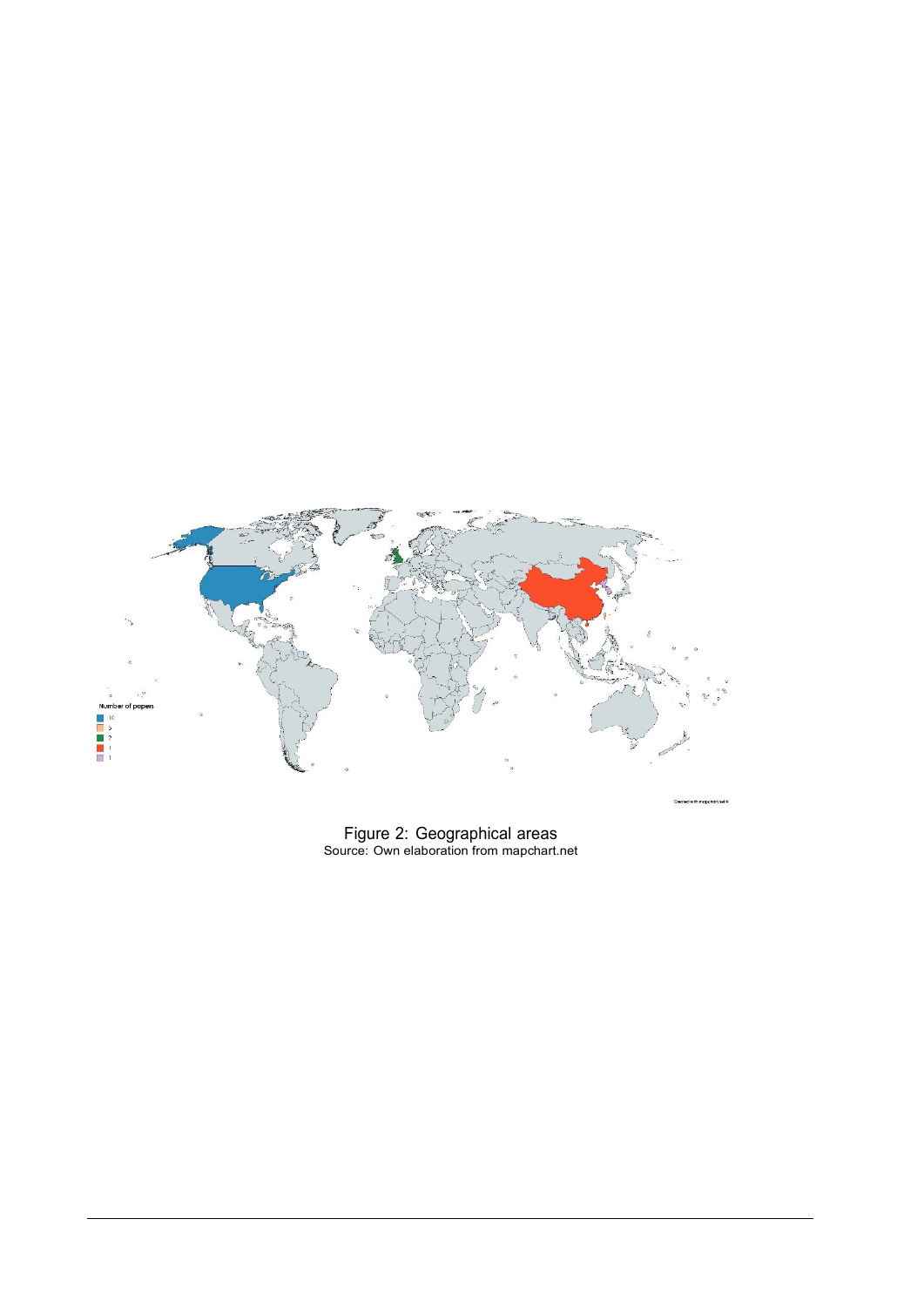Figure 2: Geographical areas
Source: Own elaboration from mapchart.net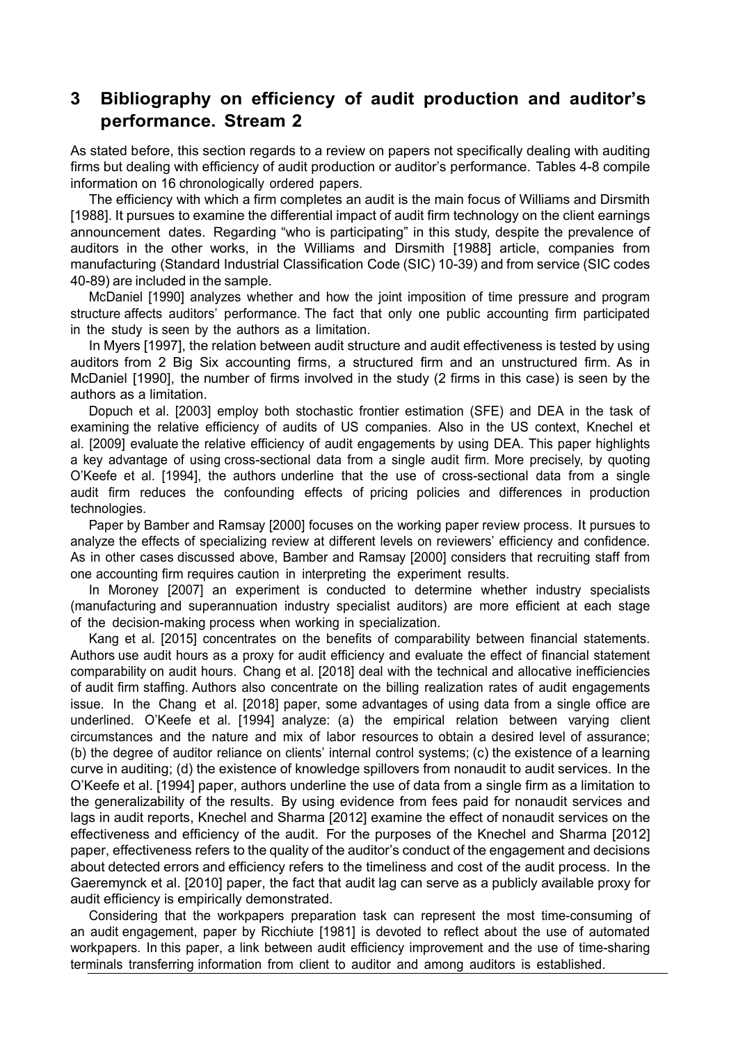## 3 Bibliography on efficiency of audit production and auditor's performance. Stream 2

As stated before, this section regards to a review on papers not specifically dealing with auditing firms but dealing with efficiency of audit production or auditor's performance. Tables 4-8 compile information on 16 chronologically ordered papers.

The efficiency with which a firm completes an audit is the main focus of Williams and Dirsmith [1988]. It pursues to examine the differential impact of audit firm technology on the client earnings announcement dates. Regarding "who is participating" in this study, despite the prevalence of auditors in the other works, in the Williams and Dirsmith [1988] article, companies from manufacturing (Standard Industrial Classification Code (SIC) 10-39) and from service (SIC codes 40-89) are included in the sample.

McDaniel [1990] analyzes whether and how the joint imposition of time pressure and program structure affects auditors' performance. The fact that only one public accounting firm participated in the study is seen by the authors as a limitation.

In Myers [1997], the relation between audit structure and audit effectiveness is tested by using auditors from 2 Big Six accounting firms, a structured firm and an unstructured firm. As in McDaniel [1990], the number of firms involved in the study (2 firms in this case) is seen by the authors as a limitation.

Dopuch et al. [2003] employ both stochastic frontier estimation (SFE) and DEA in the task of examining the relative efficiency of audits of US companies. Also in the US context, Knechel et al. [2009] evaluate the relative efficiency of audit engagements by using DEA. This paper highlights a key advantage of using cross-sectional data from a single audit firm. More precisely, by quoting O'Keefe et al. [1994], the authors underline that the use of cross-sectional data from a single audit firm reduces the confounding effects of pricing policies and differences in production technologies.

Paper by Bamber and Ramsay [2000] focuses on the working paper review process. It pursues to analyze the effects of specializing review at different levels on reviewers' efficiency and confidence. As in other cases discussed above, Bamber and Ramsay [2000] considers that recruiting staff from one accounting firm requires caution in interpreting the experiment results.

In Moroney [2007] an experiment is conducted to determine whether industry specialists (manufacturing and superannuation industry specialist auditors) are more efficient at each stage of the decision-making process when working in specialization.

Kang et al. [2015] concentrates on the benefits of comparability between financial statements. Authors use audit hours as a proxy for audit efficiency and evaluate the effect of financial statement comparability on audit hours. Chang et al. [2018] deal with the technical and allocative inefficiencies of audit firm staffing. Authors also concentrate on the billing realization rates of audit engagements issue. In the Chang et al. [2018] paper, some advantages of using data from a single office are underlined. O'Keefe et al. [1994] analyze: (a) the empirical relation between varying client circumstances and the nature and mix of labor resources to obtain a desired level of assurance; (b) the degree of auditor reliance on clients' internal control systems; (c) the existence of a learning curve in auditing; (d) the existence of knowledge spillovers from nonaudit to audit services. In the O'Keefe et al. [1994] paper, authors underline the use of data from a single firm as a limitation to the generalizability of the results. By using evidence from fees paid for nonaudit services and lags in audit reports, Knechel and Sharma [2012] examine the effect of nonaudit services on the effectiveness and efficiency of the audit. For the purposes of the Knechel and Sharma [2012] paper, effectiveness refers to the quality of the auditor's conduct of the engagement and decisions about detected errors and efficiency refers to the timeliness and cost of the audit process. In the Gaeremynck et al. [2010] paper, the fact that audit lag can serve as a publicly available proxy for audit efficiency is empirically demonstrated.

Considering that the workpapers preparation task can represent the most time-consuming of an audit engagement, paper by Ricchiute [1981] is devoted to reflect about the use of automated workpapers. In this paper, a link between audit efficiency improvement and the use of time-sharing terminals transferring information from client to auditor and among auditors is established.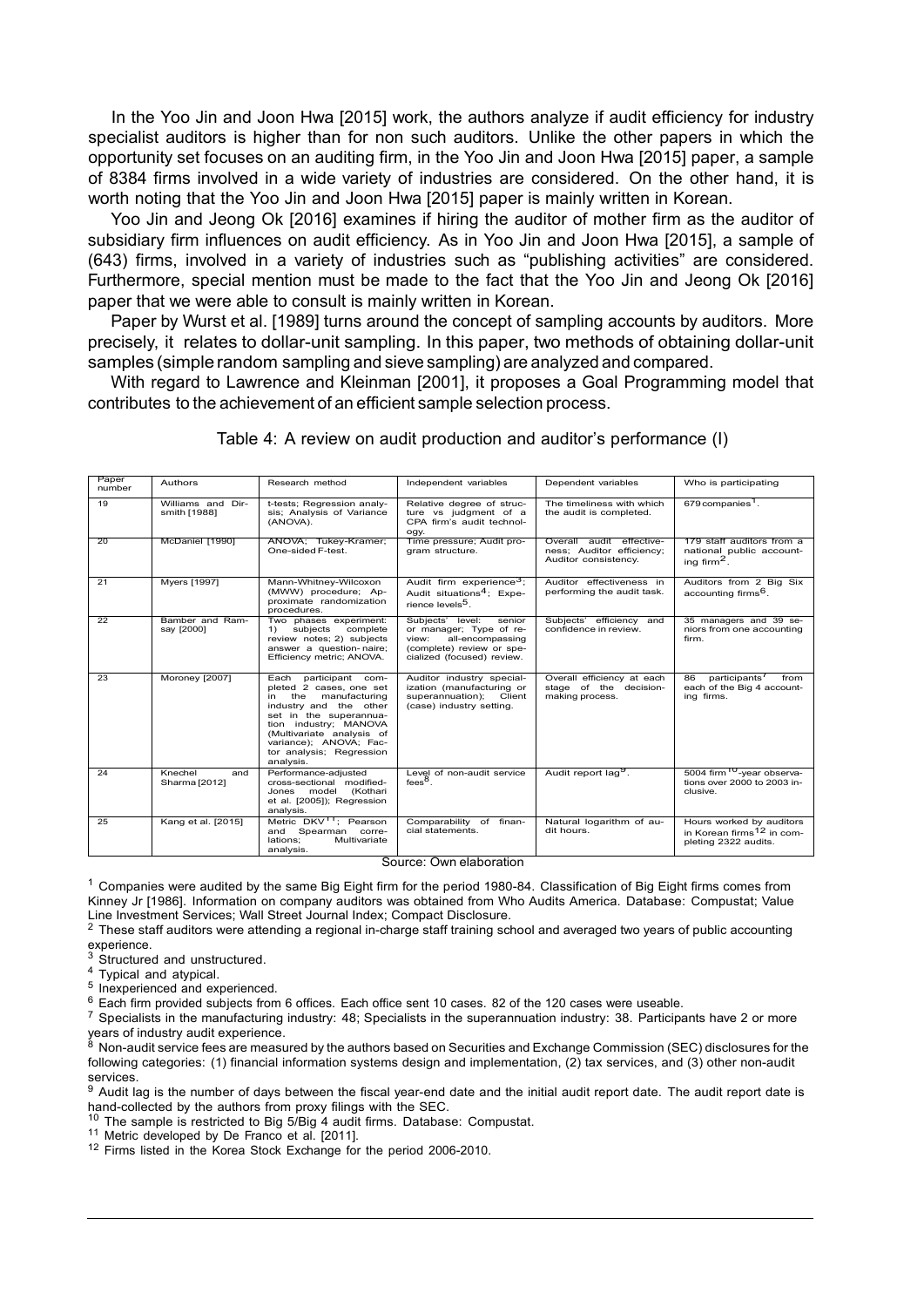In the Yoo Jin and Joon Hwa [2015] work, the authors analyze if audit efficiency for industry specialist auditors is higher than for non such auditors. Unlike the other papers in which the opportunity set focuses on an auditing firm, in the Yoo Jin and Joon Hwa [2015] paper, a sample of 8384 firms involved in a wide variety of industries are considered. On the other hand, it is worth noting that the Yoo Jin and Joon Hwa [2015] paper is mainly written in Korean.

Yoo Jin and Jeong Ok [2016] examines if hiring the auditor of mother firm as the auditor of subsidiary firm influences on audit efficiency. As in Yoo Jin and Joon Hwa [2015], a sample of (643) firms, involved in a variety of industries such as "publishing activities" are considered. Furthermore, special mention must be made to the fact that the Yoo Jin and Jeong Ok [2016] paper that we were able to consult is mainly written in Korean.

Paper by Wurst et al. [1989] turns around the concept of sampling accounts by auditors. More precisely, it relates to dollar-unit sampling. In this paper, two methods of obtaining dollar-unit samples (simple random sampling and sieve sampling) are analyzed and compared.

With regard to Lawrence and Kleinman [2001], it proposes a Goal Programming model that contributes to the achievement of an efficient sample selection process.

Table 4: A review on audit production and auditor's performance (I)

| Paper number | Authors | Research method | Independent variables | Dependent variables | Who is participating |
|---|---|---|---|---|---|
| 19 | Williams and Dirsmith [1988] | t-tests; Regression analysis; Analysis of Variance (ANOVA). | Relative degree of structure vs judgment of a CPA firm's audit technology. | The timeliness with which the audit is completed. | 679 companies[1]. |
| 20 | McDaniel [1990] | ANOVA; Tukey-Kramer; One-sided F-test. | Time pressure; Audit program structure. | Overall audit effectiveness; Auditor efficiency; Auditor consistency. | 179 staff auditors from a national public accounting firm[2]. |
| 21 | Myers [1997] | Mann-Whitney-Wilcoxon (MWW) procedure; Approximate randomization procedures. | Audit firm experience[3]; Audit situations[4]; Experience levels[5]. | Auditor effectiveness in performing the audit task. | Auditors from 2 Big Six accounting firms[6]. |
| 22 | Bamber and Ramsay [2000] | Two phases experiment: 1) subjects complete review notes; 2) subjects answer a question-naire; Efficiency metric; ANOVA. | Subjects' level: senior or manager; Type of review: all-encompassing (complete) review or specialized (focused) review. | Subjects' efficiency and confidence in review. | 35 managers and 39 seniors from one accounting firm. |
| 23 | Moroney [2007] | Each participant completed 2 cases, one set in the manufacturing industry and the other set in the superannuation industry; MANOVA (Multivariate analysis of variance); ANOVA; Factor analysis; Regression analysis. | Auditor industry specialization (manufacturing or superannuation); Client (case) industry setting. | Overall efficiency at each stage of the decision-making process. | 86 participants[7] from each of the Big 4 accounting firms. |
| 24 | Knechel and Sharma [2012] | Performance-adjusted cross-sectional modified-Jones model (Kothari et al. [2005]); Regression analysis. | Level of non-audit service fees[8]. | Audit report lag[9]. | 5004 firm[10]-year observations over 2000 to 2003 inclusive. |
| 25 | Kang et al. [2015] | Metric DKV[11]; Pearson and Spearman correlations; Multivariate analysis. | Comparability of financial statements. | Natural logarithm of audit hours. | Hours worked by auditors in Korean firms[12] in completing 2322 audits. |

Source: Own elaboration

[1] Companies were audited by the same Big Eight firm for the period 1980-84. Classification of Big Eight firms comes from Kinney Jr [1986]. Information on company auditors was obtained from Who Audits America. Database: Compustat; Value Line Investment Services; Wall Street Journal Index; Compact Disclosure.

[2] These staff auditors were attending a regional in-charge staff training school and averaged two years of public accounting experience.

[3] Structured and unstructured.

[4] Typical and atypical.

[5] Inexperienced and experienced.

[6] Each firm provided subjects from 6 offices. Each office sent 10 cases. 82 of the 120 cases were useable.

[7] Specialists in the manufacturing industry: 48; Specialists in the superannuation industry: 38. Participants have 2 or more years of industry audit experience.

[8] Non-audit service fees are measured by the authors based on Securities and Exchange Commission (SEC) disclosures for the following categories: (1) financial information systems design and implementation, (2) tax services, and (3) other non-audit services.

[9] Audit lag is the number of days between the fiscal year-end date and the initial audit report date. The audit report date is hand-collected by the authors from proxy filings with the SEC.

[10] The sample is restricted to Big 5/Big 4 audit firms. Database: Compustat.

[11] Metric developed by De Franco et al. [2011].

[12] Firms listed in the Korea Stock Exchange for the period 2006-2010.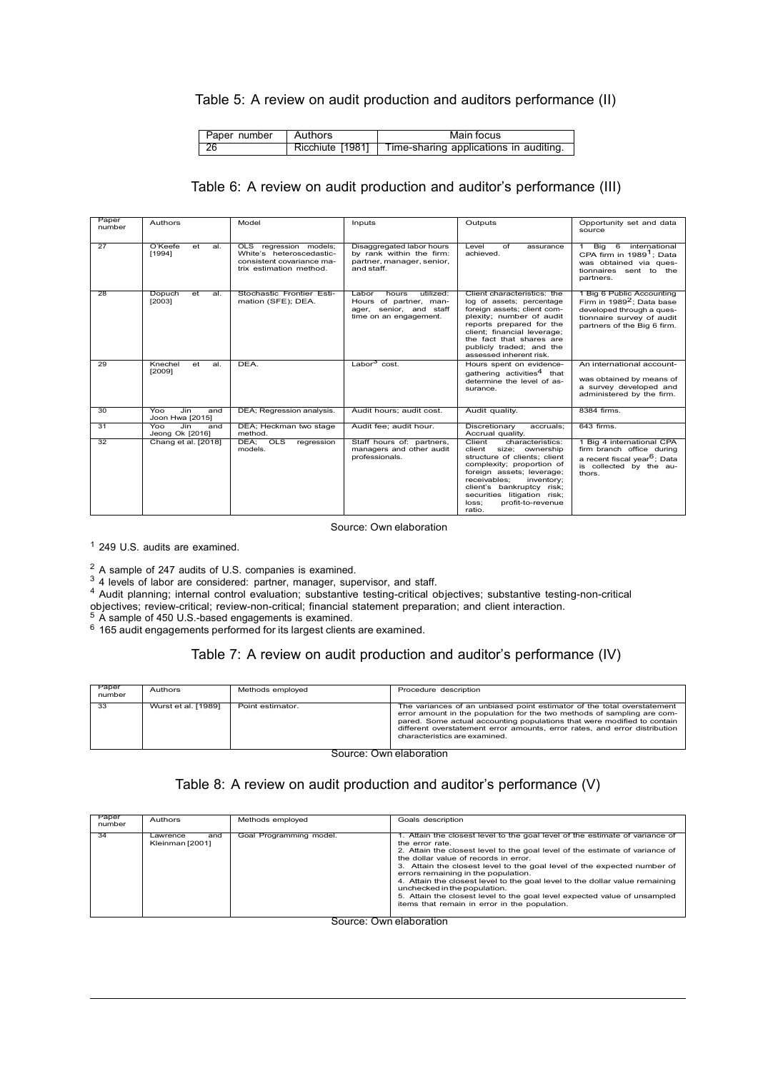Table 5: A review on audit production and auditors performance (II)

| Paper number | Authors | Main focus |
|---|---|---|
| 26 | Ricchiute [1981] | Time-sharing applications in auditing. |

Table 6: A review on audit production and auditor's performance (III)

| Paper number | Authors | Model | Inputs | Outputs | Opportunity set and data source |
|---|---|---|---|---|---|
| 27 | O'Keefe et al. [1994] | OLS regression models; White's heteroscedastic-consistent covariance matrix estimation method. | Disaggregated labor hours by rank within the firm: partner, manager, senior, and staff. | Level of assurance achieved. | 1 Big 6 international CPA firm in 1989[1]; Data was obtained via questionnaires sent to the partners. |
| 28 | Dopuch et al. [2003] | Stochastic Frontier Estimation (SFE); DEA. | Labor hours utilized: Hours of partner, manager, senior, and staff time on an engagement. | Client characteristics: the log of assets; percentage foreign assets; client complexity; number of audit reports prepared for the client; financial leverage; the fact that shares are publicly traded; and the assessed inherent risk. | 1 Big 6 Public Accounting Firm in 1989[2]; Data base developed through a questionnaire survey of audit partners of the Big 6 firm. |
| 29 | Knechel et al. [2009] | DEA. | Labor[3] cost. | Hours spent on evidence-gathering activities[4] that determine the level of assurance. | An international account- was obtained by means of a survey developed and administered by the firm. |
| 30 | Yoo Jin and Joon Hwa [2015] | DEA; Regression analysis. | Audit hours; audit cost. | Audit quality. | 8384 firms. |
| 31 | Yoo Jin and Jeong Ok [2016] | DEA; Heckman two stage method. | Audit fee; audit hour. | Discretionary accruals; Accrual quality. | 643 firms. |
| 32 | Chang et al. [2018] | DEA; OLS regression models. | Staff hours of: partners, managers and other audit professionals. | Client characteristics: client size; ownership structure of clients; client complexity; proportion of foreign assets; leverage; receivables; inventory; client's bankruptcy risk; securities litigation risk; loss; profit-to-revenue ratio. | 1 Big 4 international CPA firm branch office during a recent fiscal year[6]; Data is collected by the authors. |

Source: Own elaboration

[1] 249 U.S. audits are examined.

[2] A sample of 247 audits of U.S. companies is examined.

[3] 4 levels of labor are considered: partner, manager, supervisor, and staff.

[4] Audit planning; internal control evaluation; substantive testing-critical objectives; substantive testing-non-critical objectives; review-critical; review-non-critical; financial statement preparation; and client interaction.

[5] A sample of 450 U.S.-based engagements is examined.

[6] 165 audit engagements performed for its largest clients are examined.

Table 7: A review on audit production and auditor's performance (IV)

| Paper number | Authors | Methods employed | Procedure description |
|---|---|---|---|
| 33 | Wurst et al. [1989] | Point estimator. | The variances of an unbiased point estimator of the total overstatement error amount in the population for the two methods of sampling are compared. Some actual accounting populations that were modified to contain different overstatement error amounts, error rates, and error distribution characteristics are examined. |

Source: Own elaboration

Table 8: A review on audit production and auditor's performance (V)

| Paper number | Authors | Methods employed | Goals description |
|---|---|---|---|
| 34 | Lawrence and Kleinman [2001] | Goal Programming model. | 1. Attain the closest level to the goal level of the estimate of variance of the error rate. 2. Attain the closest level to the goal level of the estimate of variance of the dollar value of records in error. 3. Attain the closest level to the goal level of the expected number of errors remaining in the population. 4. Attain the closest level to the goal level to the dollar value remaining unchecked in the population. 5. Attain the closest level to the goal level expected value of unsampled items that remain in error in the population. |

Source: Own elaboration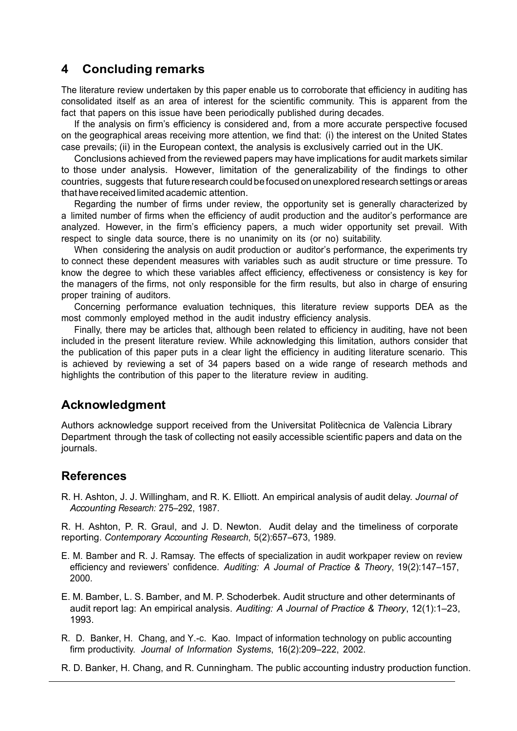## 4 Concluding remarks

The literature review undertaken by this paper enable us to corroborate that efficiency in auditing has consolidated itself as an area of interest for the scientific community. This is apparent from the fact that papers on this issue have been periodically published during decades.

If the analysis on firm's efficiency is considered and, from a more accurate perspective focused on the geographical areas receiving more attention, we find that: (i) the interest on the United States case prevails; (ii) in the European context, the analysis is exclusively carried out in the UK.

Conclusions achieved from the reviewed papers may have implications for audit markets similar to those under analysis. However, limitation of the generalizability of the findings to other countries, suggests that future research could be focused on unexplored research settings or areas that have received limited academic attention.

Regarding the number of firms under review, the opportunity set is generally characterized by a limited number of firms when the efficiency of audit production and the auditor's performance are analyzed. However, in the firm's efficiency papers, a much wider opportunity set prevail. With respect to single data source, there is no unanimity on its (or no) suitability.

When considering the analysis on audit production or auditor's performance, the experiments try to connect these dependent measures with variables such as audit structure or time pressure. To know the degree to which these variables affect efficiency, effectiveness or consistency is key for the managers of the firms, not only responsible for the firm results, but also in charge of ensuring proper training of auditors.

Concerning performance evaluation techniques, this literature review supports DEA as the most commonly employed method in the audit industry efficiency analysis.

Finally, there may be articles that, although been related to efficiency in auditing, have not been included in the present literature review. While acknowledging this limitation, authors consider that the publication of this paper puts in a clear light the efficiency in auditing literature scenario. This is achieved by reviewing a set of 34 papers based on a wide range of research methods and highlights the contribution of this paper to the literature review in auditing.

## Acknowledgment

Authors acknowledge support received from the Universitat Politècnica de València Library Department through the task of collecting not easily accessible scientific papers and data on the journals.

## References

R. H. Ashton, J. J. Willingham, and R. K. Elliott. An empirical analysis of audit delay. *Journal of Accounting Research:* 275–292, 1987.

R. H. Ashton, P. R. Graul, and J. D. Newton. Audit delay and the timeliness of corporate reporting. *Contemporary Accounting Research*, 5(2):657–673, 1989.

E. M. Bamber and R. J. Ramsay. The effects of specialization in audit workpaper review on review efficiency and reviewers' confidence. *Auditing: A Journal of Practice & Theory*, 19(2):147–157, 2000.

E. M. Bamber, L. S. Bamber, and M. P. Schoderbek. Audit structure and other determinants of audit report lag: An empirical analysis. *Auditing: A Journal of Practice & Theory*, 12(1):1–23, 1993.

R. D. Banker, H. Chang, and Y.-c. Kao. Impact of information technology on public accounting firm productivity. *Journal of Information Systems*, 16(2):209–222, 2002.

R. D. Banker, H. Chang, and R. Cunningham. The public accounting industry production function.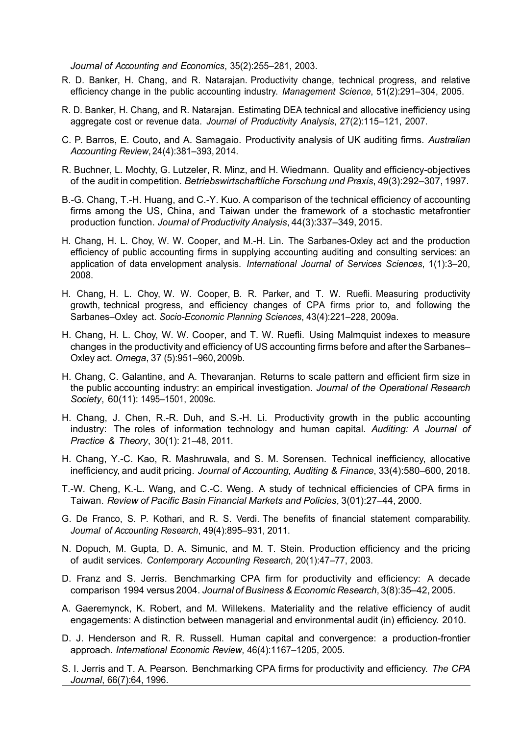*Journal of Accounting and Economics*, 35(2):255–281, 2003.

R. D. Banker, H. Chang, and R. Natarajan. Productivity change, technical progress, and relative efficiency change in the public accounting industry. *Management Science*, 51(2):291–304, 2005.

R. D. Banker, H. Chang, and R. Natarajan. Estimating DEA technical and allocative inefficiency using aggregate cost or revenue data. *Journal of Productivity Analysis*, 27(2):115–121, 2007.

C. P. Barros, E. Couto, and A. Samagaio. Productivity analysis of UK auditing firms. *Australian Accounting Review*, 24(4):381–393, 2014.

R. Buchner, L. Mochty, G. Lutzeler, R. Minz, and H. Wiedmann. Quality and efficiency-objectives of the audit in competition. *Betriebswirtschaftliche Forschung und Praxis*, 49(3):292–307, 1997.

B.-G. Chang, T.-H. Huang, and C.-Y. Kuo. A comparison of the technical efficiency of accounting firms among the US, China, and Taiwan under the framework of a stochastic metafrontier production function. *Journal of Productivity Analysis*, 44(3):337–349, 2015.

H. Chang, H. L. Choy, W. W. Cooper, and M.-H. Lin. The Sarbanes-Oxley act and the production efficiency of public accounting firms in supplying accounting auditing and consulting services: an application of data envelopment analysis. *International Journal of Services Sciences*, 1(1):3–20, 2008.

H. Chang, H. L. Choy, W. W. Cooper, B. R. Parker, and T. W. Ruefli. Measuring productivity growth, technical progress, and efficiency changes of CPA firms prior to, and following the Sarbanes–Oxley act. *Socio-Economic Planning Sciences*, 43(4):221–228, 2009a.

H. Chang, H. L. Choy, W. W. Cooper, and T. W. Ruefli. Using Malmquist indexes to measure changes in the productivity and efficiency of US accounting firms before and after the Sarbanes–Oxley act. *Omega*, 37 (5):951–960, 2009b.

H. Chang, C. Galantine, and A. Thevaranjan. Returns to scale pattern and efficient firm size in the public accounting industry: an empirical investigation. *Journal of the Operational Research Society*, 60(11): 1495–1501, 2009c.

H. Chang, J. Chen, R.-R. Duh, and S.-H. Li. Productivity growth in the public accounting industry: The roles of information technology and human capital. *Auditing: A Journal of Practice & Theory*, 30(1): 21–48, 2011.

H. Chang, Y.-C. Kao, R. Mashruwala, and S. M. Sorensen. Technical inefficiency, allocative inefficiency, and audit pricing. *Journal of Accounting, Auditing & Finance*, 33(4):580–600, 2018.

T.-W. Cheng, K.-L. Wang, and C.-C. Weng. A study of technical efficiencies of CPA firms in Taiwan. *Review of Pacific Basin Financial Markets and Policies*, 3(01):27–44, 2000.

G. De Franco, S. P. Kothari, and R. S. Verdi. The benefits of financial statement comparability. *Journal of Accounting Research*, 49(4):895–931, 2011.

N. Dopuch, M. Gupta, D. A. Simunic, and M. T. Stein. Production efficiency and the pricing of audit services. *Contemporary Accounting Research*, 20(1):47–77, 2003.

D. Franz and S. Jerris. Benchmarking CPA firm for productivity and efficiency: A decade comparison 1994 versus 2004. *Journal of Business & Economic Research*, 3(8):35–42, 2005.

A. Gaeremynck, K. Robert, and M. Willekens. Materiality and the relative efficiency of audit engagements: A distinction between managerial and environmental audit (in) efficiency. 2010.

D. J. Henderson and R. R. Russell. Human capital and convergence: a production-frontier approach. *International Economic Review*, 46(4):1167–1205, 2005.

S. I. Jerris and T. A. Pearson. Benchmarking CPA firms for productivity and efficiency. *The CPA Journal*, 66(7):64, 1996.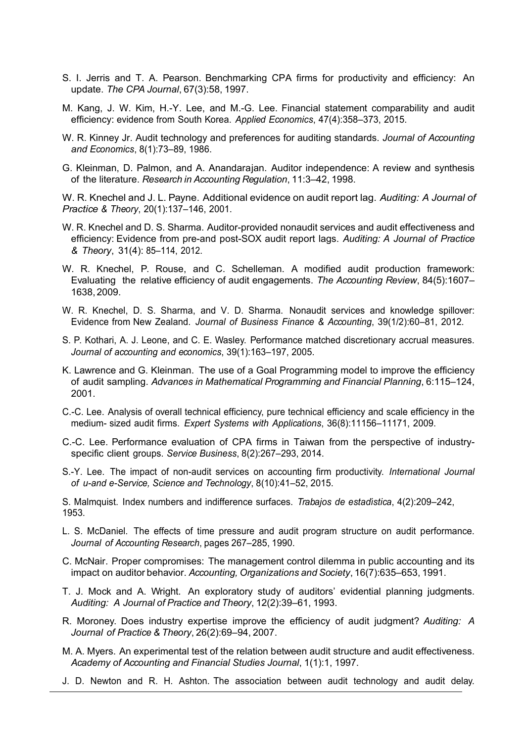S. I. Jerris and T. A. Pearson. Benchmarking CPA firms for productivity and efficiency: An update. *The CPA Journal*, 67(3):58, 1997.

M. Kang, J. W. Kim, H.-Y. Lee, and M.-G. Lee. Financial statement comparability and audit efficiency: evidence from South Korea. *Applied Economics*, 47(4):358–373, 2015.

W. R. Kinney Jr. Audit technology and preferences for auditing standards. *Journal of Accounting and Economics*, 8(1):73–89, 1986.

G. Kleinman, D. Palmon, and A. Anandarajan. Auditor independence: A review and synthesis of the literature. *Research in Accounting Regulation*, 11:3–42, 1998.

W. R. Knechel and J. L. Payne. Additional evidence on audit report lag. *Auditing: A Journal of Practice & Theory*, 20(1):137–146, 2001.

W. R. Knechel and D. S. Sharma. Auditor-provided nonaudit services and audit effectiveness and efficiency: Evidence from pre-and post-SOX audit report lags. *Auditing: A Journal of Practice & Theory*, 31(4): 85–114, 2012.

W. R. Knechel, P. Rouse, and C. Schelleman. A modified audit production framework: Evaluating the relative efficiency of audit engagements. *The Accounting Review*, 84(5):1607–1638, 2009.

W. R. Knechel, D. S. Sharma, and V. D. Sharma. Nonaudit services and knowledge spillover: Evidence from New Zealand. *Journal of Business Finance & Accounting*, 39(1/2):60–81, 2012.

S. P. Kothari, A. J. Leone, and C. E. Wasley. Performance matched discretionary accrual measures. *Journal of accounting and economics*, 39(1):163–197, 2005.

K. Lawrence and G. Kleinman. The use of a Goal Programming model to improve the efficiency of audit sampling. *Advances in Mathematical Programming and Financial Planning*, 6:115–124, 2001.

C.-C. Lee. Analysis of overall technical efficiency, pure technical efficiency and scale efficiency in the medium- sized audit firms. *Expert Systems with Applications*, 36(8):11156–11171, 2009.

C.-C. Lee. Performance evaluation of CPA firms in Taiwan from the perspective of industry-specific client groups. *Service Business*, 8(2):267–293, 2014.

S.-Y. Lee. The impact of non-audit services on accounting firm productivity. *International Journal of u-and e-Service, Science and Technology*, 8(10):41–52, 2015.

S. Malmquist. Index numbers and indifference surfaces. *Trabajos de estadística*, 4(2):209–242, 1953.

L. S. McDaniel. The effects of time pressure and audit program structure on audit performance. *Journal of Accounting Research*, pages 267–285, 1990.

C. McNair. Proper compromises: The management control dilemma in public accounting and its impact on auditor behavior. *Accounting, Organizations and Society*, 16(7):635–653, 1991.

T. J. Mock and A. Wright. An exploratory study of auditors' evidential planning judgments. *Auditing: A Journal of Practice and Theory*, 12(2):39–61, 1993.

R. Moroney. Does industry expertise improve the efficiency of audit judgment? *Auditing: A Journal of Practice & Theory*, 26(2):69–94, 2007.

M. A. Myers. An experimental test of the relation between audit structure and audit effectiveness. *Academy of Accounting and Financial Studies Journal*, 1(1):1, 1997.

J. D. Newton and R. H. Ashton. The association between audit technology and audit delay.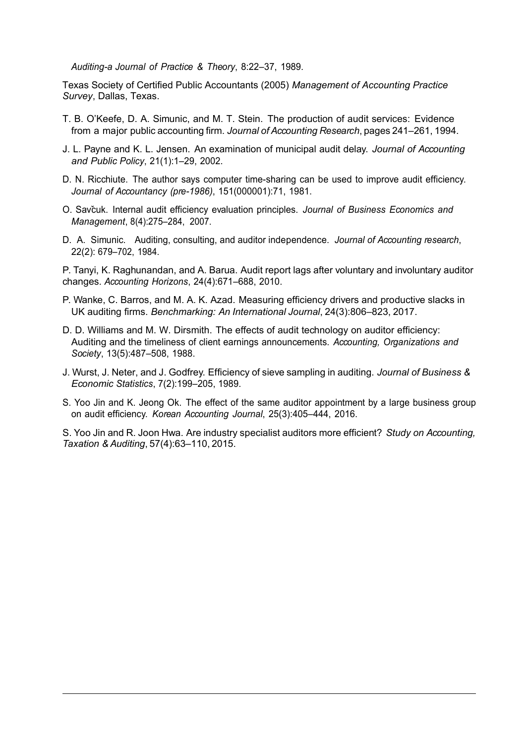*Auditing-a Journal of Practice & Theory*, 8:22–37, 1989.

Texas Society of Certified Public Accountants (2005) *Management of Accounting Practice Survey*, Dallas, Texas.

T. B. O'Keefe, D. A. Simunic, and M. T. Stein. The production of audit services: Evidence from a major public accounting firm. *Journal of Accounting Research*, pages 241–261, 1994.

J. L. Payne and K. L. Jensen. An examination of municipal audit delay. *Journal of Accounting and Public Policy*, 21(1):1–29, 2002.

D. N. Ricchiute. The author says computer time-sharing can be used to improve audit efficiency. *Journal of Accountancy (pre-1986)*, 151(000001):71, 1981.

O. Savčuk. Internal audit efficiency evaluation principles. *Journal of Business Economics and Management*, 8(4):275–284, 2007.

D. A. Simunic. Auditing, consulting, and auditor independence. *Journal of Accounting research*, 22(2): 679–702, 1984.

P. Tanyi, K. Raghunandan, and A. Barua. Audit report lags after voluntary and involuntary auditor changes. *Accounting Horizons*, 24(4):671–688, 2010.

P. Wanke, C. Barros, and M. A. K. Azad. Measuring efficiency drivers and productive slacks in UK auditing firms. *Benchmarking: An International Journal*, 24(3):806–823, 2017.

D. D. Williams and M. W. Dirsmith. The effects of audit technology on auditor efficiency: Auditing and the timeliness of client earnings announcements. *Accounting, Organizations and Society*, 13(5):487–508, 1988.

J. Wurst, J. Neter, and J. Godfrey. Efficiency of sieve sampling in auditing. *Journal of Business & Economic Statistics*, 7(2):199–205, 1989.

S. Yoo Jin and K. Jeong Ok. The effect of the same auditor appointment by a large business group on audit efficiency. *Korean Accounting Journal*, 25(3):405–444, 2016.

S. Yoo Jin and R. Joon Hwa. Are industry specialist auditors more efficient? *Study on Accounting, Taxation & Auditing*, 57(4):63–110, 2015.